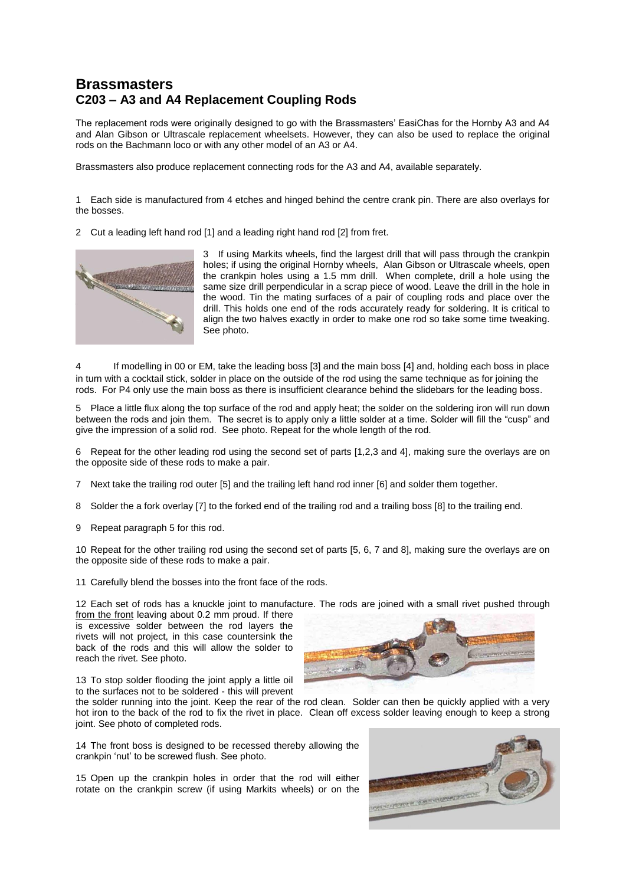# Brassmasters

## C203 – A3 and A4 Replacement Coupling Rods

The replacement rods were originally designed to go with the Brassmasters' EasiChas for the Hornby A3 and A4 and Alan Gibson or Ultrascale replacement wheelsets. However, they can also be used to replace the original rods on the Bachmann loco or with any other model of an A3 or A4.

Brassmasters also produce replacement connecting rods for the A3 and A4, available separately.

1 Each side is manufactured from 4 etches and hinged behind the centre crank pin. There are also overlays for the bosses.

2 Cut a leading left hand rod [1] and a leading right hand rod [2] from fret.

3 If using Markits wheels, find the largest drill that will pass through the crankpin holes; if using the original Hornby wheels, Alan Gibson or Ultrascale wheels, open the crankpin holes using a 1.5 mm drill. When complete, drill a hole using the same size drill perpendicular in a scrap piece of wood. Leave the drill in the hole in the wood. Tin the mating surfaces of a pair of coupling rods and place over the drill. This holds one end of the rods accurately ready for soldering. It is critical to align the two halves exactly in order to make one rod so take some time tweaking. See photo.

4 If modelling in 00 or EM, take the leading boss [3] and the main boss [4] and, holding each boss in place in turn with a cocktail stick, solder in place on the outside of the rod using the same technique as for joining the rods. For P4 only use the main boss as there is insufficient clearance behind the slidebars for the leading boss.

5 Place a little flux along the top surface of the rod and apply heat; the solder on the soldering iron will run down between the rods and join them. The secret is to apply only a little solder at a time. Solder will fill the "cusp" and give the impression of a solid rod. See photo. Repeat for the whole length of the rod.

6 Repeat for the other leading rod using the second set of parts [1,2,3 and 4], making sure the overlays are on the opposite side of these rods to make a pair.

7 Next take the trailing rod outer [5] and the trailing left hand rod inner [6] and solder them together.

8 Solder the a fork overlay [7] to the forked end of the trailing rod and a trailing boss [8] to the trailing end.

9 Repeat paragraph 5 for this rod.

10 Repeat for the other trailing rod using the second set of parts [5, 6, 7 and 8], making sure the overlays are on the opposite side of these rods to make a pair.

11 Carefully blend the bosses into the front face of the rods.

12 Each set of rods has a knuckle joint to manufacture. The rods are joined with a small rivet pushed through from the front leaving about 0.2 mm proud. If there is excessive solder between the rod layers the rivets will not project, in this case countersink the back of the rods and this will allow the solder to reach the rivet. See photo.

13 To stop solder flooding the joint apply a little oil to the surfaces not to be soldered - this will prevent the solder running into the joint. Keep the rear of the rod clean. Solder can then be quickly applied with a very hot iron to the back of the rod to fix the rivet in place. Clean off excess solder leaving enough to keep a strong joint. See photo of completed rods.

14 The front boss is designed to be recessed thereby allowing the crankpin 'nut' to be screwed flush. See photo.

15 Open up the crankpin holes in order that the rod will either rotate on the crankpin screw (if using Markits wheels) or on the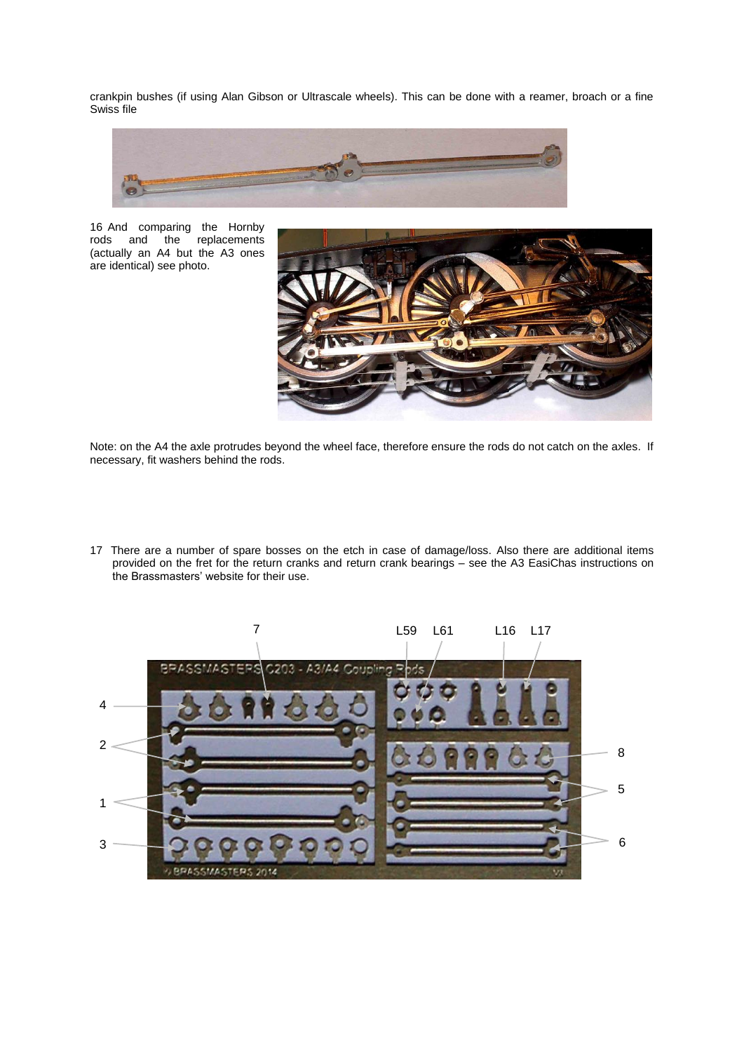crankpin bushes (if using Alan Gibson or Ultrascale wheels). This can be done with a reamer, broach or a fine Swiss file

16 And comparing the Hornby rods and the replacements (actually an A4 but the A3 ones are identical) see photo.

Note: on the A4 the axle protrudes beyond the wheel face, therefore ensure the rods do not catch on the axles. If necessary, fit washers behind the rods.

17 There are a number of spare bosses on the etch in case of damage/loss. Also there are additional items provided on the fret for the return cranks and return crank bearings – see the A3 EasiChas instructions on the Brassmasters' website for their use.

7

L59

L61

L16

L17

4

2

1

3

8

5

6

BRASSMASTERS C203 - A3/A4 Coupling Rods

© BRASSMASTERS 2014